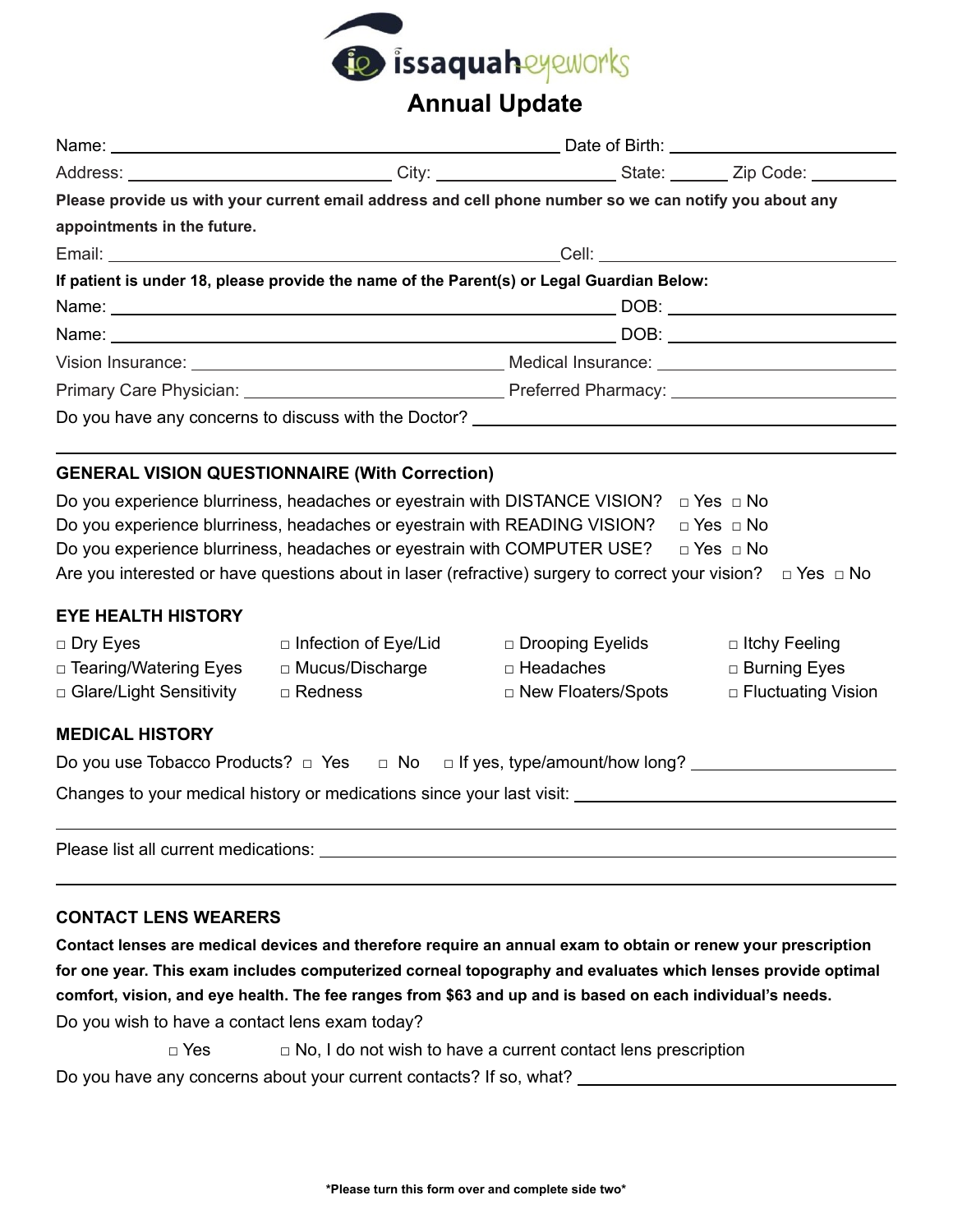issaquah eyeworks

# Annual Update

Name: ______________________________ Date of Birth: ______________

Address: ____________________ City: ______________ State: ______ Zip Code: ________

**Please provide us with your current email address and cell phone number so we can notify you about any appointments in the future.**

Email: ______________________________ Cell: ______________________

**If patient is under 18, please provide the name of the Parent(s) or Legal Guardian Below:**

Name: ______________________________ DOB: ______________

Name: ______________________________ DOB: ______________

Vision Insurance: ____________________ Medical Insurance: ____________________

Primary Care Physician: ____________________ Preferred Pharmacy: ____________________

Do you have any concerns to discuss with the Doctor? ______________________________

## GENERAL VISION QUESTIONNAIRE (With Correction)

Do you experience blurriness, headaches or eyestrain with DISTANCE VISION? □ Yes □ No

Do you experience blurriness, headaches or eyestrain with READING VISION? □ Yes □ No

Do you experience blurriness, headaches or eyestrain with COMPUTER USE? □ Yes □ No

Are you interested or have questions about in laser (refractive) surgery to correct your vision? □ Yes □ No

## EYE HEALTH HISTORY

□ Dry Eyes
□ Tearing/Watering Eyes
□ Glare/Light Sensitivity
□ Infection of Eye/Lid
□ Mucus/Discharge
□ Redness
□ Drooping Eyelids
□ Headaches
□ New Floaters/Spots
□ Itchy Feeling
□ Burning Eyes
□ Fluctuating Vision

## MEDICAL HISTORY

Do you use Tobacco Products? □ Yes □ No □ If yes, type/amount/how long? ____________________

Changes to your medical history or medications since your last visit: ______________________________

Please list all current medications: ______________________________

## CONTACT LENS WEARERS

**Contact lenses are medical devices and therefore require an annual exam to obtain or renew your prescription for one year. This exam includes computerized corneal topography and evaluates which lenses provide optimal comfort, vision, and eye health. The fee ranges from $63 and up and is based on each individual's needs.**

Do you wish to have a contact lens exam today?

□ Yes □ No, I do not wish to have a current contact lens prescription

Do you have any concerns about your current contacts? If so, what? ____________________

***Please turn this form over and complete side two***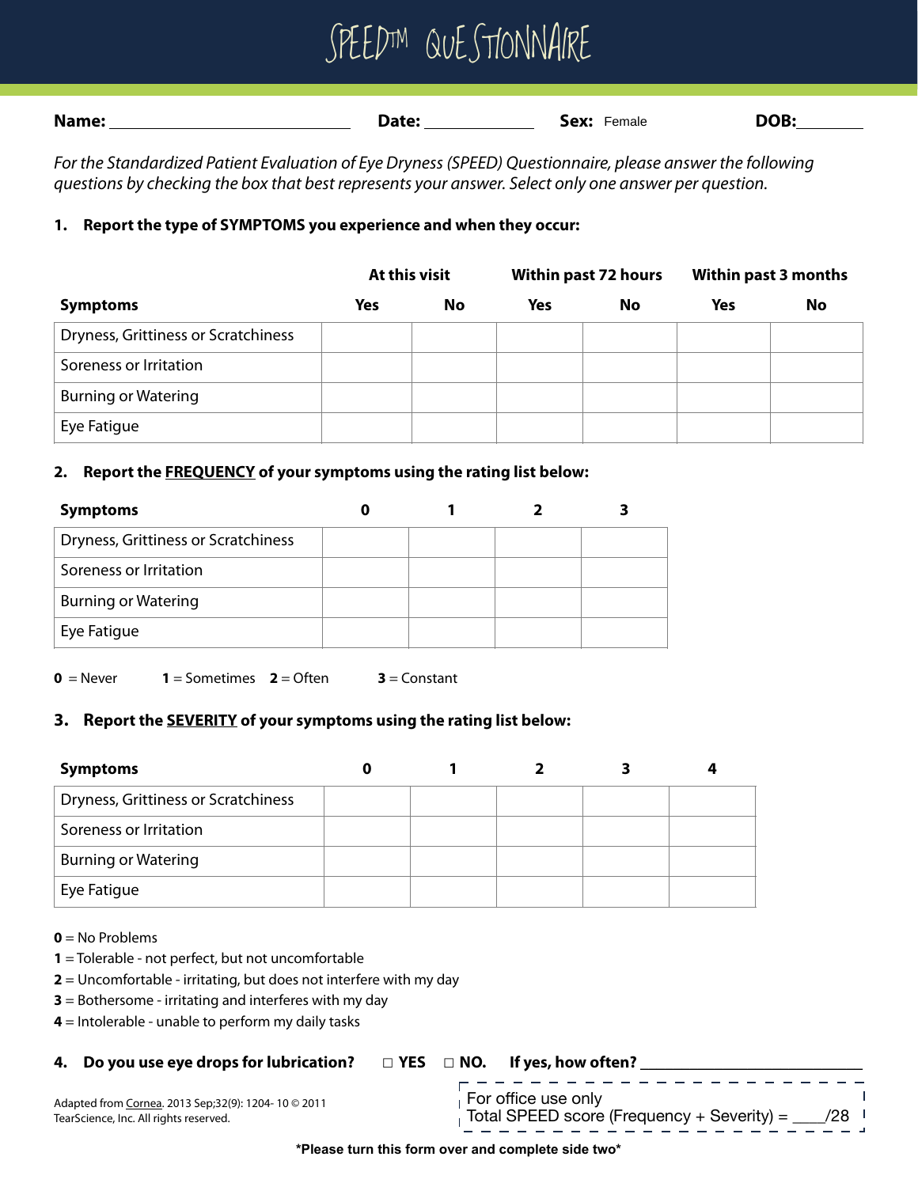# SPEED™ QUESTIONNAIRE

**Name:** ______________________ **Date:** ____________ **Sex:** Female **DOB:** ________

*For the Standardized Patient Evaluation of Eye Dryness (SPEED) Questionnaire, please answer the following questions by checking the box that best represents your answer. Select only one answer per question.*

**1. Report the type of SYMPTOMS you experience and when they occur:**

| | At this visit | | Within past 72 hours | | Within past 3 months | |
|---|---|---|---|---|---|---|
| **Symptoms** | **Yes** | **No** | **Yes** | **No** | **Yes** | **No** |
| Dryness, Grittiness or Scratchiness | | | | | | |
| Soreness or Irritation | | | | | | |
| Burning or Watering | | | | | | |
| Eye Fatigue | | | | | | |

**2. Report the FREQUENCY of your symptoms using the rating list below:**

| **Symptoms** | **0** | **1** | **2** | **3** |
|---|---|---|---|---|
| Dryness, Grittiness or Scratchiness | | | | |
| Soreness or Irritation | | | | |
| Burning or Watering | | | | |
| Eye Fatigue | | | | |

**0** = Never **1** = Sometimes **2** = Often **3** = Constant

**3. Report the SEVERITY of your symptoms using the rating list below:**

| **Symptoms** | **0** | **1** | **2** | **3** | **4** |
|---|---|---|---|---|---|
| Dryness, Grittiness or Scratchiness | | | | | |
| Soreness or Irritation | | | | | |
| Burning or Watering | | | | | |
| Eye Fatigue | | | | | |

**0** = No Problems
**1** = Tolerable - not perfect, but not uncomfortable
**2** = Uncomfortable - irritating, but does not interfere with my day
**3** = Bothersome - irritating and interferes with my day
**4** = Intolerable - unable to perform my daily tasks

**4. Do you use eye drops for lubrication?** ☐ **YES** ☐ **NO. If yes, how often?** ____________________

Adapted from Cornea. 2013 Sep;32(9): 1204- 10 © 2011 TearScience, Inc. All rights reserved.

For office use only
Total SPEED score (Frequency + Severity) = ____/28

**\*Please turn this form over and complete side two\***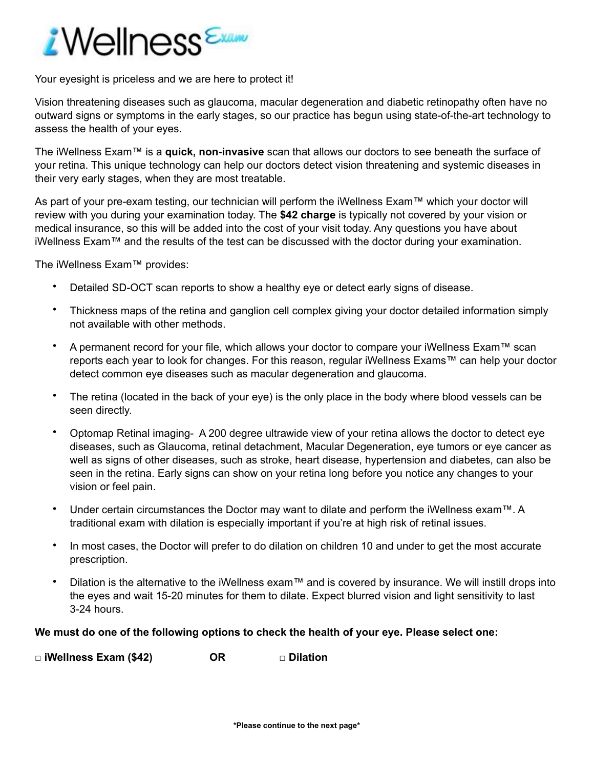# iWellness Exam

Your eyesight is priceless and we are here to protect it!

Vision threatening diseases such as glaucoma, macular degeneration and diabetic retinopathy often have no outward signs or symptoms in the early stages, so our practice has begun using state-of-the-art technology to assess the health of your eyes.

The iWellness Exam™ is a **quick, non-invasive** scan that allows our doctors to see beneath the surface of your retina. This unique technology can help our doctors detect vision threatening and systemic diseases in their very early stages, when they are most treatable.

As part of your pre-exam testing, our technician will perform the iWellness Exam™ which your doctor will review with you during your examination today. The **$42 charge** is typically not covered by your vision or medical insurance, so this will be added into the cost of your visit today. Any questions you have about iWellness Exam™ and the results of the test can be discussed with the doctor during your examination.

The iWellness Exam™ provides:

- Detailed SD-OCT scan reports to show a healthy eye or detect early signs of disease.
- Thickness maps of the retina and ganglion cell complex giving your doctor detailed information simply not available with other methods.
- A permanent record for your file, which allows your doctor to compare your iWellness Exam™ scan reports each year to look for changes. For this reason, regular iWellness Exams™ can help your doctor detect common eye diseases such as macular degeneration and glaucoma.
- The retina (located in the back of your eye) is the only place in the body where blood vessels can be seen directly.
- Optomap Retinal imaging- A 200 degree ultrawide view of your retina allows the doctor to detect eye diseases, such as Glaucoma, retinal detachment, Macular Degeneration, eye tumors or eye cancer as well as signs of other diseases, such as stroke, heart disease, hypertension and diabetes, can also be seen in the retina. Early signs can show on your retina long before you notice any changes to your vision or feel pain.
- Under certain circumstances the Doctor may want to dilate and perform the iWellness exam™. A traditional exam with dilation is especially important if you're at high risk of retinal issues.
- In most cases, the Doctor will prefer to do dilation on children 10 and under to get the most accurate prescription.
- Dilation is the alternative to the iWellness exam™ and is covered by insurance. We will instill drops into the eyes and wait 15-20 minutes for them to dilate. Expect blurred vision and light sensitivity to last 3-24 hours.

**We must do one of the following options to check the health of your eye. Please select one:**

**□ iWellness Exam ($42)     OR     □ Dilation**

***Please continue to the next page***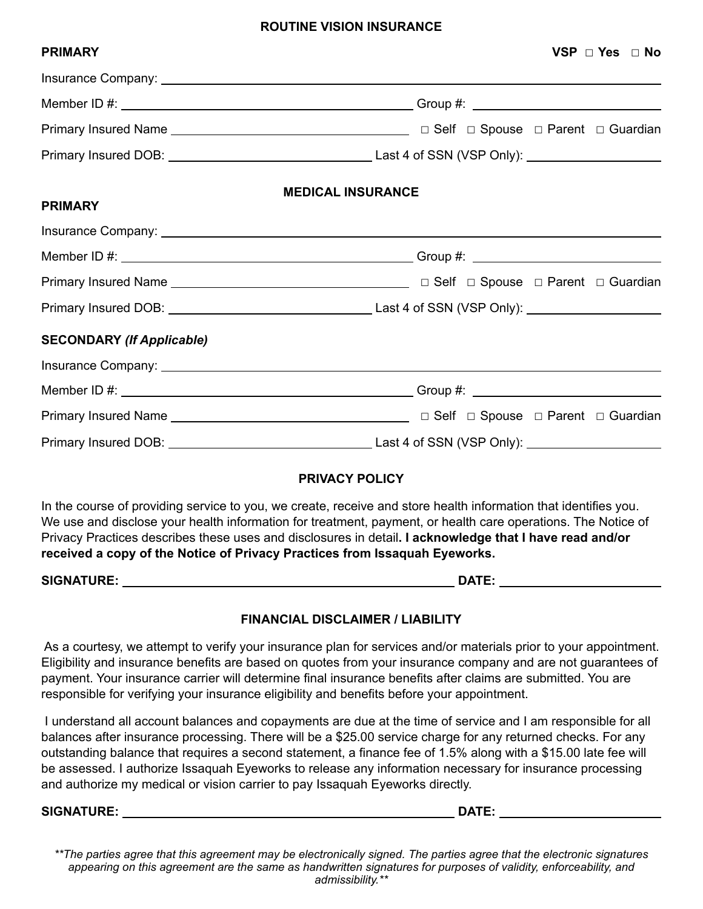## ROUTINE VISION INSURANCE

**PRIMARY** **VSP ☐ Yes ☐ No**

Insurance Company: ______________________________

Member ID #: ______________________ Group #: ______________________

Primary Insured Name ______________________ ☐ Self ☐ Spouse ☐ Parent ☐ Guardian

Primary Insured DOB: ______________________ Last 4 of SSN (VSP Only): ______________________

## MEDICAL INSURANCE

**PRIMARY**

Insurance Company: ______________________________

Member ID #: ______________________ Group #: ______________________

Primary Insured Name ______________________ ☐ Self ☐ Spouse ☐ Parent ☐ Guardian

Primary Insured DOB: ______________________ Last 4 of SSN (VSP Only): ______________________

**SECONDARY** ***(If Applicable)***

Insurance Company: ______________________________

Member ID #: ______________________ Group #: ______________________

Primary Insured Name ______________________ ☐ Self ☐ Spouse ☐ Parent ☐ Guardian

Primary Insured DOB: ______________________ Last 4 of SSN (VSP Only): ______________________

## PRIVACY POLICY

In the course of providing service to you, we create, receive and store health information that identifies you. We use and disclose your health information for treatment, payment, or health care operations. The Notice of Privacy Practices describes these uses and disclosures in detail**. I acknowledge that I have read and/or received a copy of the Notice of Privacy Practices from Issaquah Eyeworks.**

**SIGNATURE:** ______________________________ **DATE:** ______________________

## FINANCIAL DISCLAIMER / LIABILITY

As a courtesy, we attempt to verify your insurance plan for services and/or materials prior to your appointment. Eligibility and insurance benefits are based on quotes from your insurance company and are not guarantees of payment. Your insurance carrier will determine final insurance benefits after claims are submitted. You are responsible for verifying your insurance eligibility and benefits before your appointment.

I understand all account balances and copayments are due at the time of service and I am responsible for all balances after insurance processing. There will be a $25.00 service charge for any returned checks. For any outstanding balance that requires a second statement, a finance fee of 1.5% along with a $15.00 late fee will be assessed. I authorize Issaquah Eyeworks to release any information necessary for insurance processing and authorize my medical or vision carrier to pay Issaquah Eyeworks directly.

**SIGNATURE:** ______________________________ **DATE:** ______________________

*\*\*The parties agree that this agreement may be electronically signed. The parties agree that the electronic signatures appearing on this agreement are the same as handwritten signatures for purposes of validity, enforceability, and admissibility.\*\**